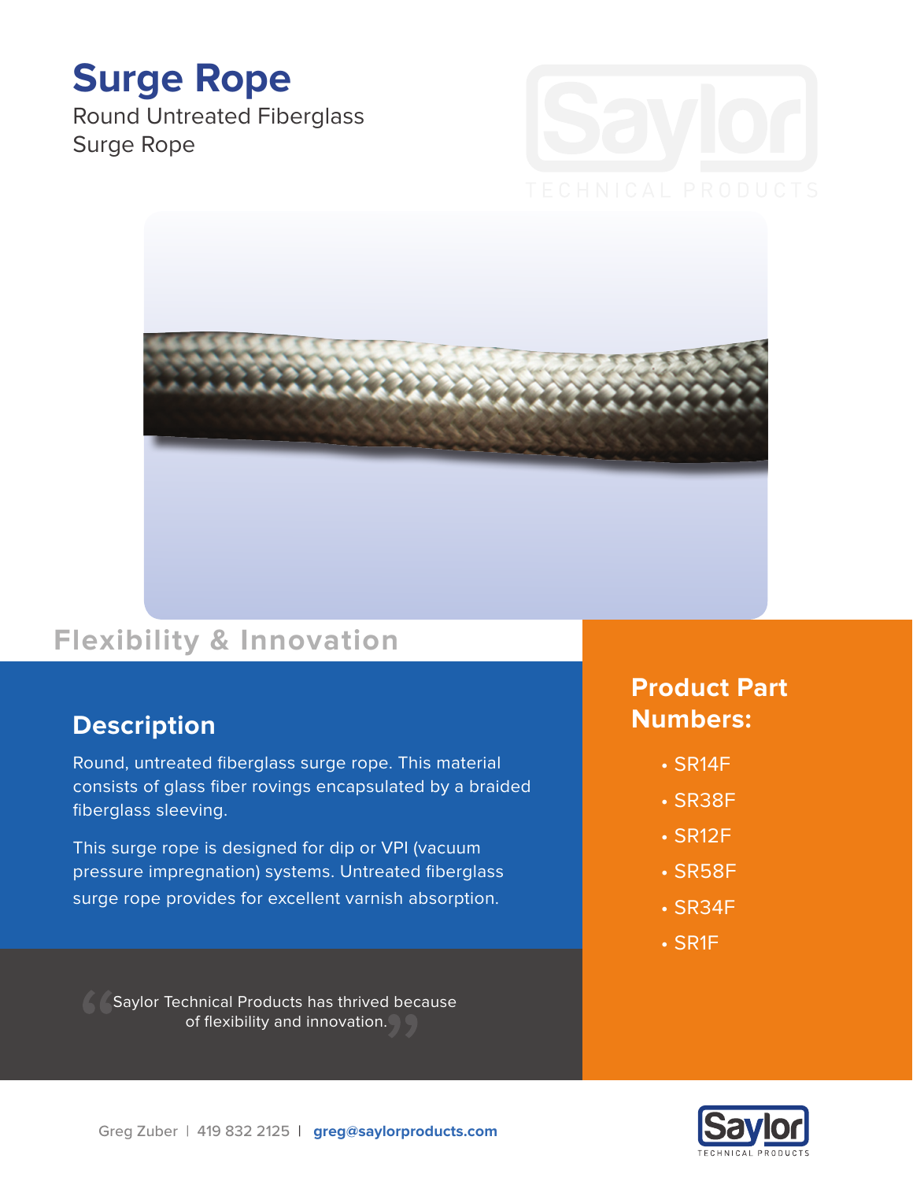# Surge Rope

Round Untreated Fiberglass
Surge Rope

## Flexibility & Innovation

## Description

Round, untreated fiberglass surge rope. This material consists of glass fiber rovings encapsulated by a braided fiberglass sleeving.

This surge rope is designed for dip or VPI (vacuum pressure impregnation) systems. Untreated fiberglass surge rope provides for excellent varnish absorption.

> "Saylor Technical Products has thrived because of flexibility and innovation."

## Product Part Numbers:

- SR14F
- SR38F
- SR12F
- SR58F
- SR34F
- SR1F

Greg Zuber | 419 832 2125 | **greg@saylorproducts.com**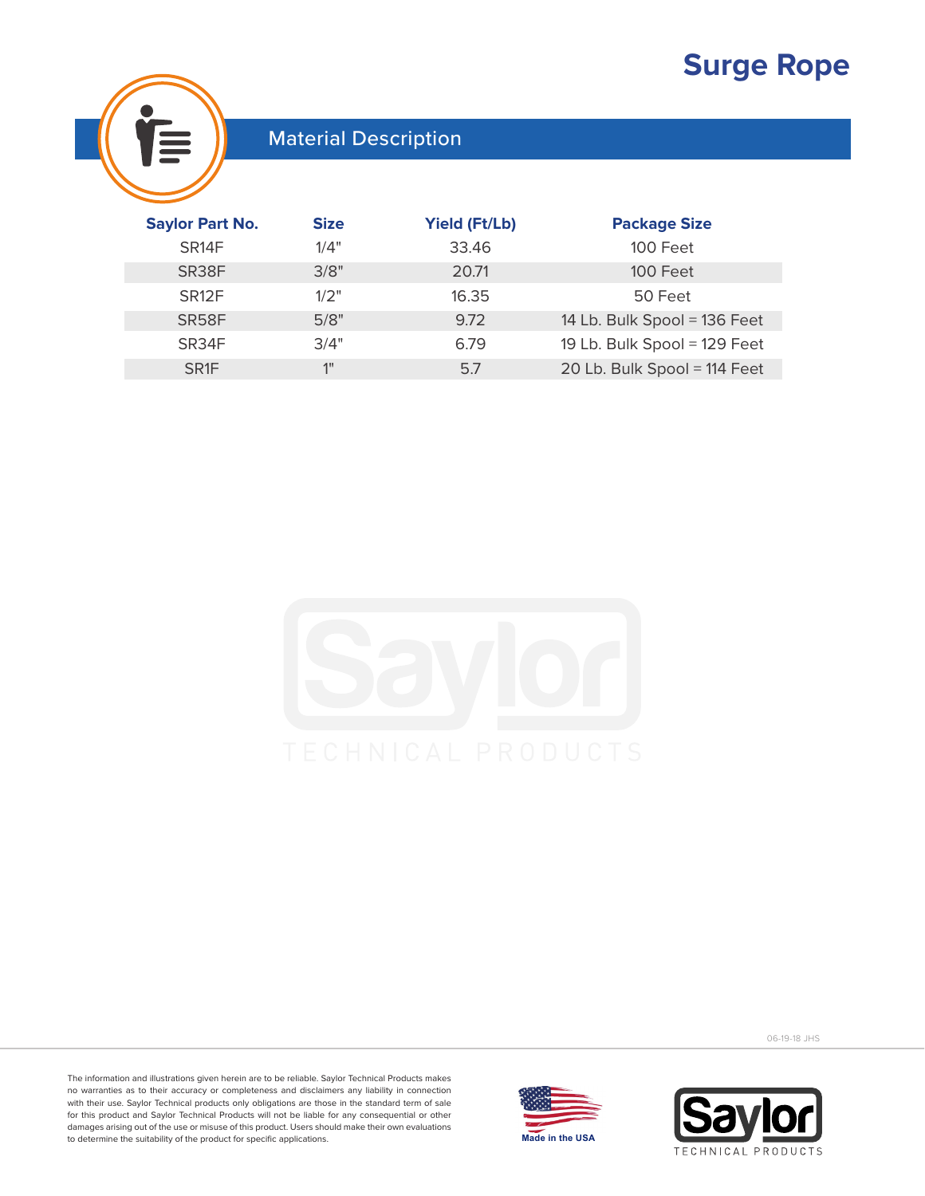# Surge Rope

## Material Description

| Saylor Part No. | Size | Yield (Ft/Lb) | Package Size |
|---|---|---|---|
| SR14F | 1/4" | 33.46 | 100 Feet |
| SR38F | 3/8" | 20.71 | 100 Feet |
| SR12F | 1/2" | 16.35 | 50 Feet |
| SR58F | 5/8" | 9.72 | 14 Lb. Bulk Spool = 136 Feet |
| SR34F | 3/4" | 6.79 | 19 Lb. Bulk Spool = 129 Feet |
| SR1F | 1" | 5.7 | 20 Lb. Bulk Spool = 114 Feet |

06-19-18 JHS

The information and illustrations given herein are to be reliable. Saylor Technical Products makes no warranties as to their accuracy or completeness and disclaimers any liability in connection with their use. Saylor Technical products only obligations are those in the standard term of sale for this product and Saylor Technical Products will not be liable for any consequential or other damages arising out of the use or misuse of this product. Users should make their own evaluations to determine the suitability of the product for specific applications.

Made in the USA

Saylor TECHNICAL PRODUCTS